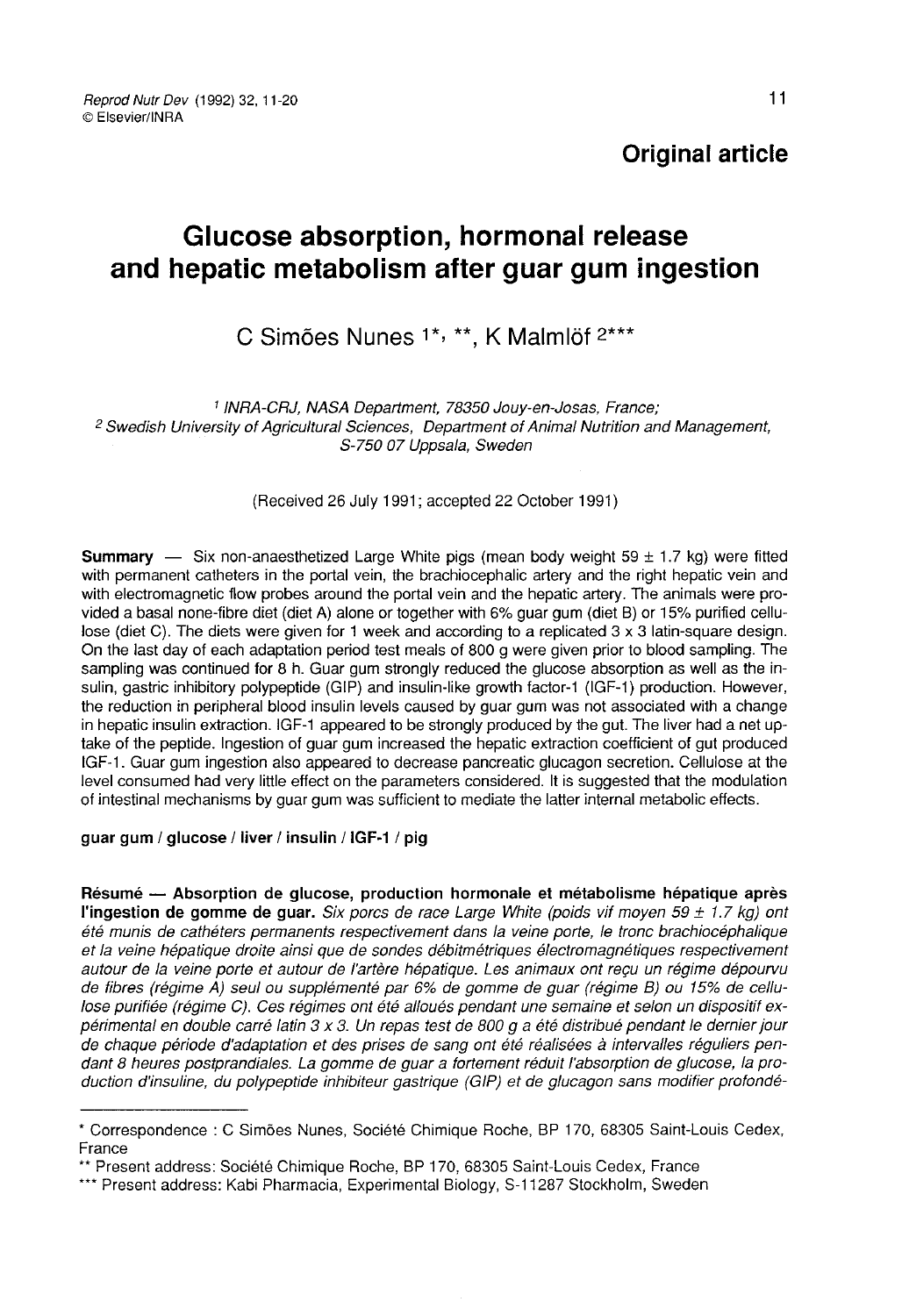## Original article

# Glucose absorption, hormonal release and hepatic metabolism after guar gum ingestion

C Simões Nunes [1*, **], K Malmlöf [2***]

[1] *INRA-CRJ, NASA Department, 78350 Jouy-en-Josas, France;*
[2] *Swedish University of Agricultural Sciences, Department of Animal Nutrition and Management, S-750 07 Uppsala, Sweden*

(Received 26 July 1991; accepted 22 October 1991)

**Summary** — Six non-anaesthetized Large White pigs (mean body weight 59 ± 1.7 kg) were fitted with permanent catheters in the portal vein, the brachiocephalic artery and the right hepatic vein and with electromagnetic flow probes around the portal vein and the hepatic artery. The animals were provided a basal none-fibre diet (diet A) alone or together with 6% guar gum (diet B) or 15% purified cellulose (diet C). The diets were given for 1 week and according to a replicated 3 x 3 latin-square design. On the last day of each adaptation period test meals of 800 g were given prior to blood sampling. The sampling was continued for 8 h. Guar gum strongly reduced the glucose absorption as well as the insulin, gastric inhibitory polypeptide (GIP) and insulin-like growth factor-1 (IGF-1) production. However, the reduction in peripheral blood insulin levels caused by guar gum was not associated with a change in hepatic insulin extraction. IGF-1 appeared to be strongly produced by the gut. The liver had a net uptake of the peptide. Ingestion of guar gum increased the hepatic extraction coefficient of gut produced IGF-1. Guar gum ingestion also appeared to decrease pancreatic glucagon secretion. Cellulose at the level consumed had very little effect on the parameters considered. It is suggested that the modulation of intestinal mechanisms by guar gum was sufficient to mediate the latter internal metabolic effects.

**guar gum / glucose / liver / insulin / IGF-1 / pig**

**Résumé — Absorption de glucose, production hormonale et métabolisme hépatique après l'ingestion de gomme de guar.** *Six porcs de race Large White (poids vif moyen 59 ± 1.7 kg) ont été munis de cathéters permanents respectivement dans la veine porte, le tronc brachiocéphalique et la veine hépatique droite ainsi que de sondes débitmétriques électromagnétiques respectivement autour de la veine porte et autour de l'artère hépatique. Les animaux ont reçu un régime dépourvu de fibres (régime A) seul ou supplémenté par 6% de gomme de guar (régime B) ou 15% de cellulose purifiée (régime C). Ces régimes ont été alloués pendant une semaine et selon un dispositif expérimental en double carré latin 3 x 3. Un repas test de 800 g a été distribué pendant le dernier jour de chaque période d'adaptation et des prises de sang ont été réalisées à intervalles réguliers pendant 8 heures postprandiales. La gomme de guar a fortement réduit l'absorption de glucose, la production d'insuline, du polypeptide inhibiteur gastrique (GIP) et de glucagon sans modifier profondé-*

---

\* Correspondence : C Simões Nunes, Société Chimique Roche, BP 170, 68305 Saint-Louis Cedex, France

\*\* Present address: Société Chimique Roche, BP 170, 68305 Saint-Louis Cedex, France

\*\*\* Present address: Kabi Pharmacia, Experimental Biology, S-11287 Stockholm, Sweden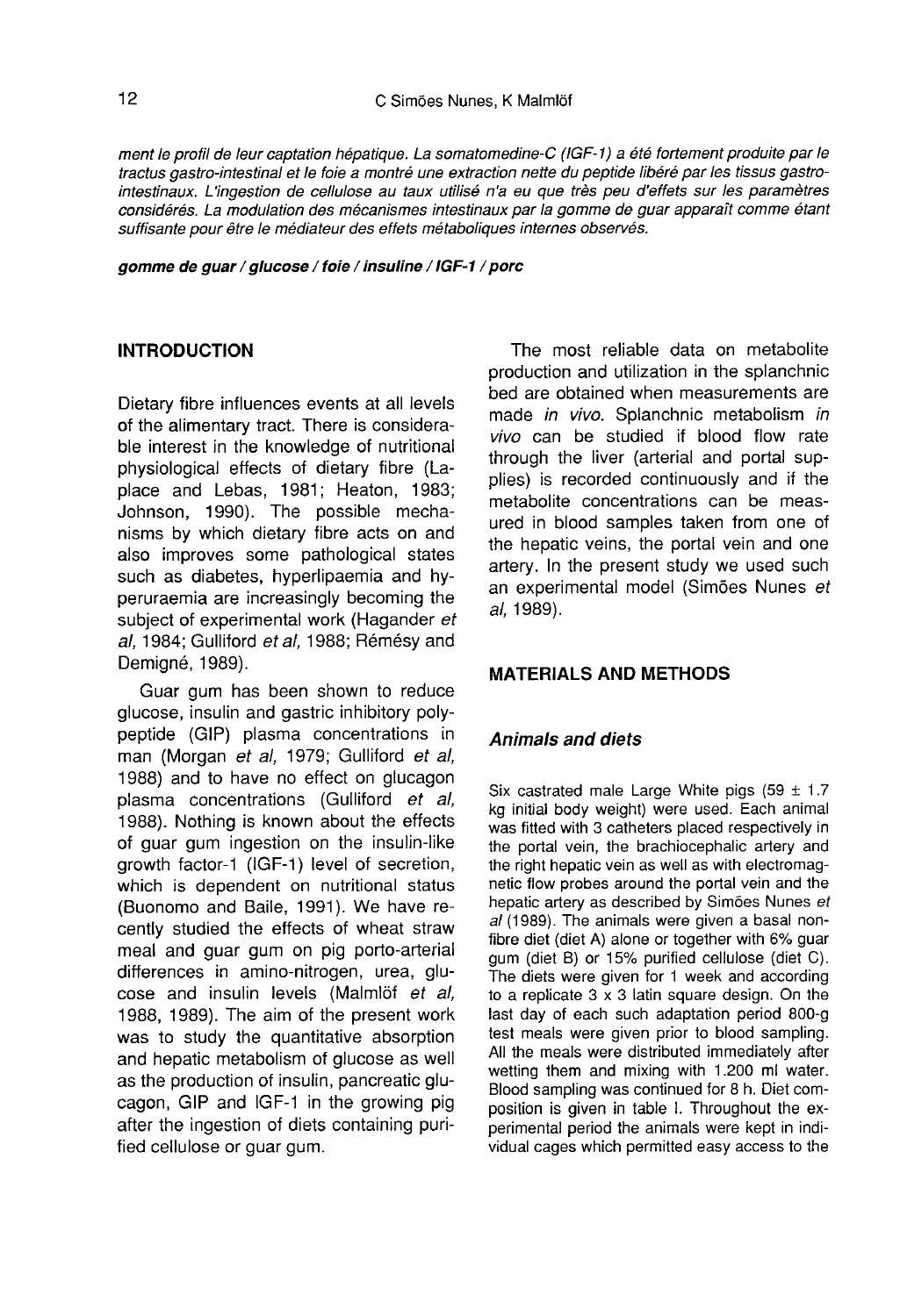*ment le profil de leur captation hépatique. La somatomedine-C (IGF-1) a été fortement produite par le tractus gastro-intestinal et le foie a montré une extraction nette du peptide libéré par les tissus gastro-intestinaux. L'ingestion de cellulose au taux utilisé n'a eu que très peu d'effets sur les paramètres considérés. La modulation des mécanismes intestinaux par la gomme de guar apparaît comme étant suffisante pour être le médiateur des effets métaboliques internes observés.*

***gomme de guar / glucose / foie / insuline / IGF-1 / porc***

## INTRODUCTION

Dietary fibre influences events at all levels of the alimentary tract. There is considerable interest in the knowledge of nutritional physiological effects of dietary fibre (Laplace and Lebas, 1981; Heaton, 1983; Johnson, 1990). The possible mechanisms by which dietary fibre acts on and also improves some pathological states such as diabetes, hyperlipaemia and hyperuraemia are increasingly becoming the subject of experimental work (Hagander *et al*, 1984; Gulliford *et al*, 1988; Rémésy and Demigné, 1989).

Guar gum has been shown to reduce glucose, insulin and gastric inhibitory polypeptide (GIP) plasma concentrations in man (Morgan *et al*, 1979; Gulliford *et al*, 1988) and to have no effect on glucagon plasma concentrations (Gulliford *et al*, 1988). Nothing is known about the effects of guar gum ingestion on the insulin-like growth factor-1 (IGF-1) level of secretion, which is dependent on nutritional status (Buonomo and Baile, 1991). We have recently studied the effects of wheat straw meal and guar gum on pig porto-arterial differences in amino-nitrogen, urea, glucose and insulin levels (Malmlöf *et al*, 1988, 1989). The aim of the present work was to study the quantitative absorption and hepatic metabolism of glucose as well as the production of insulin, pancreatic glucagon, GIP and IGF-1 in the growing pig after the ingestion of diets containing purified cellulose or guar gum.

The most reliable data on metabolite production and utilization in the splanchnic bed are obtained when measurements are made *in vivo*. Splanchnic metabolism *in vivo* can be studied if blood flow rate through the liver (arterial and portal supplies) is recorded continuously and if the metabolite concentrations can be measured in blood samples taken from one of the hepatic veins, the portal vein and one artery. In the present study we used such an experimental model (Simões Nunes *et al*, 1989).

## MATERIALS AND METHODS

### *Animals and diets*

Six castrated male Large White pigs (59 ± 1.7 kg initial body weight) were used. Each animal was fitted with 3 catheters placed respectively in the portal vein, the brachiocephalic artery and the right hepatic vein as well as with electromagnetic flow probes around the portal vein and the hepatic artery as described by Simões Nunes *et al* (1989). The animals were given a basal non-fibre diet (diet A) alone or together with 6% guar gum (diet B) or 15% purified cellulose (diet C). The diets were given for 1 week and according to a replicate 3 x 3 latin square design. On the last day of each such adaptation period 800-g test meals were given prior to blood sampling. All the meals were distributed immediately after wetting them and mixing with 1.200 ml water. Blood sampling was continued for 8 h. Diet composition is given in table I. Throughout the experimental period the animals were kept in individual cages which permitted easy access to the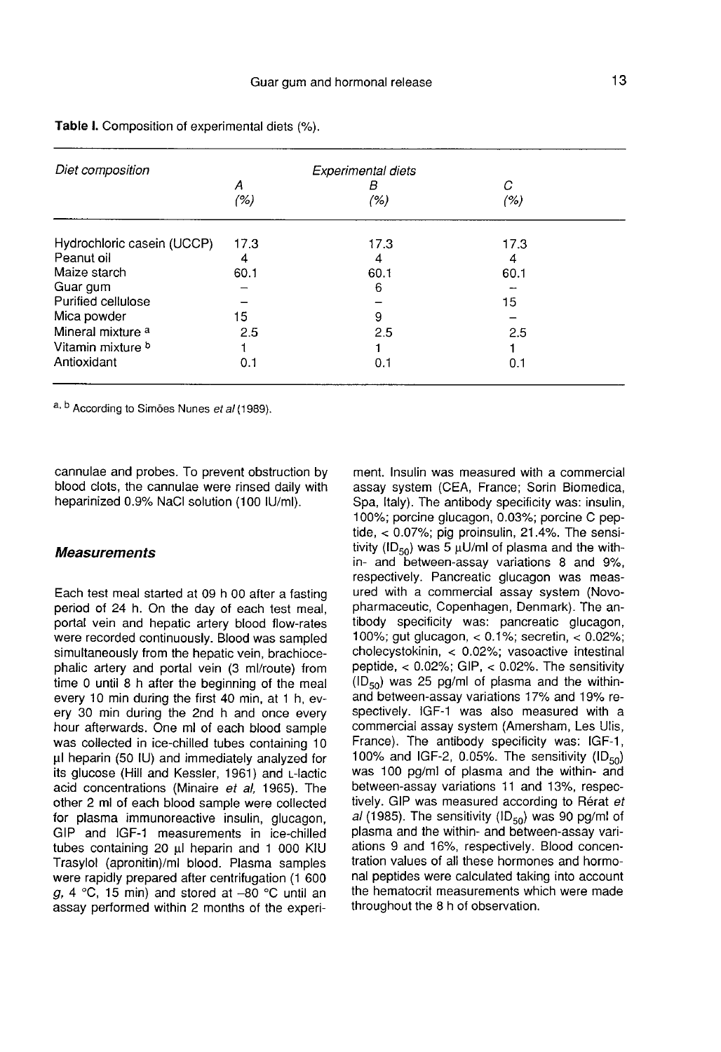**Table I.** Composition of experimental diets (%).

| *Diet composition* | *Experimental diets* | | |
|---|---|---|---|
| | *A* (%) | *B* (%) | *C* (%) |
| Hydrochloric casein (UCCP) | 17.3 | 17.3 | 17.3 |
| Peanut oil | 4 | 4 | 4 |
| Maize starch | 60.1 | 60.1 | 60.1 |
| Guar gum | – | 6 | – |
| Purified cellulose | – | – | 15 |
| Mica powder | 15 | 9 | – |
| Mineral mixture [a] | 2.5 | 2.5 | 2.5 |
| Vitamin mixture [b] | 1 | 1 | 1 |
| Antioxidant | 0.1 | 0.1 | 0.1 |

[a, b] According to Simões Nunes *et al* (1989).

cannulae and probes. To prevent obstruction by blood clots, the cannulae were rinsed daily with heparinized 0.9% NaCl solution (100 IU/ml).

### Measurements

Each test meal started at 09 h 00 after a fasting period of 24 h. On the day of each test meal, portal vein and hepatic artery blood flow-rates were recorded continuously. Blood was sampled simultaneously from the hepatic vein, brachiocephalic artery and portal vein (3 ml/route) from time 0 until 8 h after the beginning of the meal every 10 min during the first 40 min, at 1 h, every 30 min during the 2nd h and once every hour afterwards. One ml of each blood sample was collected in ice-chilled tubes containing 10 µl heparin (50 IU) and immediately analyzed for its glucose (Hill and Kessler, 1961) and L-lactic acid concentrations (Minaire *et al,* 1965). The other 2 ml of each blood sample were collected for plasma immunoreactive insulin, glucagon, GIP and IGF-1 measurements in ice-chilled tubes containing 20 µl heparin and 1 000 KIU Trasylol (apronitin)/ml blood. Plasma samples were rapidly prepared after centrifugation (1 600 *g*, 4 °C, 15 min) and stored at –80 °C until an assay performed within 2 months of the experiment. Insulin was measured with a commercial assay system (CEA, France; Sorin Biomedica, Spa, Italy). The antibody specificity was: insulin, 100%; porcine glucagon, 0.03%; porcine C peptide, < 0.07%; pig proinsulin, 21.4%. The sensitivity ($ID_{50}$) was 5 µU/ml of plasma and the within- and between-assay variations 8 and 9%, respectively. Pancreatic glucagon was measured with a commercial assay system (Novo-pharmaceutic, Copenhagen, Denmark). The antibody specificity was: pancreatic glucagon, 100%; gut glucagon, < 0.1%; secretin, < 0.02%; cholecystokinin, < 0.02%; vasoactive intestinal peptide, < 0.02%; GIP, < 0.02%. The sensitivity ($ID_{50}$) was 25 pg/ml of plasma and the within- and between-assay variations 17% and 19% respectively. IGF-1 was also measured with a commercial assay system (Amersham, Les Ulis, France). The antibody specificity was: IGF-1, 100% and IGF-2, 0.05%. The sensitivity ($ID_{50}$) was 100 pg/ml of plasma and the within- and between-assay variations 11 and 13%, respectively. GIP was measured according to Rérat *et al* (1985). The sensitivity ($ID_{50}$) was 90 pg/ml of plasma and the within- and between-assay variations 9 and 16%, respectively. Blood concentration values of all these hormones and hormonal peptides were calculated taking into account the hematocrit measurements which were made throughout the 8 h of observation.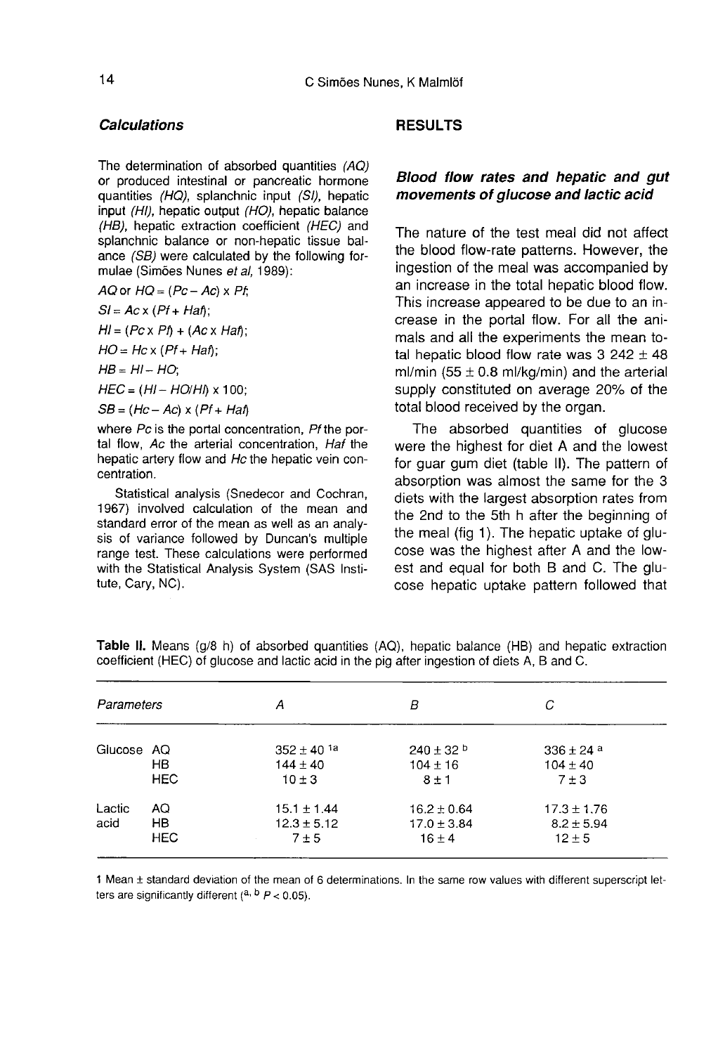### Calculations

The determination of absorbed quantities (*AQ*) or produced intestinal or pancreatic hormone quantities (*HQ*), splanchnic input (*SI*), hepatic input (*HI*), hepatic output (*HO*), hepatic balance (*HB*), hepatic extraction coefficient (*HEC*) and splanchnic balance or non-hepatic tissue balance (*SB*) were calculated by the following formulae (Simões Nunes *et al*, 1989):

$AQ$ or $HQ = (Pc - Ac) \times Pf$;

$SI = Ac \times (Pf + Haf)$;

$HI = (Pc \times Pf) + (Ac \times Haf)$;

$HO = Hc \times (Pf + Haf)$;

$HB = HI - HO$;

$HEC = (HI - HO/HI) \times 100$;

$SB = (Hc - Ac) \times (Pf + Haf)$

where *Pc* is the portal concentration, *Pf* the portal flow, *Ac* the arterial concentration, *Haf* the hepatic artery flow and *Hc* the hepatic vein concentration.

Statistical analysis (Snedecor and Cochran, 1967) involved calculation of the mean and standard error of the mean as well as an analysis of variance followed by Duncan's multiple range test. These calculations were performed with the Statistical Analysis System (SAS Institute, Cary, NC).

## RESULTS

### Blood flow rates and hepatic and gut movements of glucose and lactic acid

The nature of the test meal did not affect the blood flow-rate patterns. However, the ingestion of the meal was accompanied by an increase in the total hepatic blood flow. This increase appeared to be due to an increase in the portal flow. For all the animals and all the experiments the mean total hepatic blood flow rate was 3 242 ± 48 ml/min (55 ± 0.8 ml/kg/min) and the arterial supply constituted on average 20% of the total blood received by the organ.

The absorbed quantities of glucose were the highest for diet A and the lowest for guar gum diet (table II). The pattern of absorption was almost the same for the 3 diets with the largest absorption rates from the 2nd to the 5th h after the beginning of the meal (fig 1). The hepatic uptake of glucose was the highest after A and the lowest and equal for both B and C. The glucose hepatic uptake pattern followed that

**Table II.** Means (g/8 h) of absorbed quantities (AQ), hepatic balance (HB) and hepatic extraction coefficient (HEC) of glucose and lactic acid in the pig after ingestion of diets A, B and C.

| Parameters | | A | B | C |
|---|---|---|---|---|
| Glucose | AQ | 352 ± 40 [1a] | 240 ± 32 [b] | 336 ± 24 [a] |
| | HB | 144 ± 40 | 104 ± 16 | 104 ± 40 |
| | HEC | 10 ± 3 | 8 ± 1 | 7 ± 3 |
| Lactic acid | AQ | 15.1 ± 1.44 | 16.2 ± 0.64 | 17.3 ± 1.76 |
| | HB | 12.3 ± 5.12 | 17.0 ± 3.84 | 8.2 ± 5.94 |
| | HEC | 7 ± 5 | 16 ± 4 | 12 ± 5 |

1 Mean ± standard deviation of the mean of 6 determinations. In the same row values with different superscript letters are significantly different ([a, b] $P < 0.05$).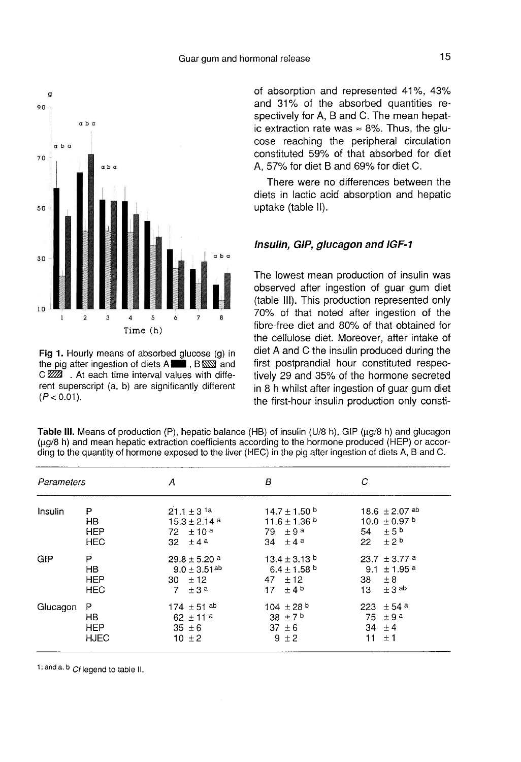Fig 1. Hourly means of absorbed glucose (g) in the pig after ingestion of diets A, B and C. At each time interval values with different superscript (a, b) are significantly different ($P < 0.01$).

of absorption and represented 41%, 43% and 31% of the absorbed quantities respectively for A, B and C. The mean hepatic extraction rate was ≈ 8%. Thus, the glucose reaching the peripheral circulation constituted 59% of that absorbed for diet A, 57% for diet B and 69% for diet C.

There were no differences between the diets in lactic acid absorption and hepatic uptake (table II).

### *Insulin, GIP, glucagon and IGF-1*

The lowest mean production of insulin was observed after ingestion of guar gum diet (table III). This production represented only 70% of that noted after ingestion of the fibre-free diet and 80% of that obtained for the cellulose diet. Moreover, after intake of diet A and C the insulin produced during the first postprandial hour constituted respectively 29 and 35% of the hormone secreted in 8 h whilst after ingestion of guar gum diet the first-hour insulin production only consti-

**Table III.** Means of production (P), hepatic balance (HB) of insulin (U/8 h), GIP (μg/8 h) and glucagon (μg/8 h) and mean hepatic extraction coefficients according to the hormone produced (HEP) or according to the quantity of hormone exposed to the liver (HEC) in the pig after ingestion of diets A, B and C.

| *Parameters* | | *A* | *B* | *C* |
|---|---|---|---|---|
| Insulin | P | 21.1 ± 3 [1a] | 14.7 ± 1.50 [b] | 18.6 ± 2.07 [ab] |
| | HB | 15.3 ± 2.14 [a] | 11.6 ± 1.36 [b] | 10.0 ± 0.97 [b] |
| | HEP | 72 ± 10 [a] | 79 ± 9 [a] | 54 ± 5 [b] |
| | HEC | 32 ± 4 [a] | 34 ± 4 [a] | 22 ± 2 [b] |
| GIP | P | 29.8 ± 5.20 [a] | 13.4 ± 3.13 [b] | 23.7 ± 3.77 [a] |
| | HB | 9.0 ± 3.51 [ab] | 6.4 ± 1.58 [b] | 9.1 ± 1.95 [a] |
| | HEP | 30 ± 12 | 47 ± 12 | 38 ± 8 |
| | HEC | 7 ± 3 [a] | 17 ± 4 [b] | 13 ± 3 [ab] |
| Glucagon | P | 174 ± 51 [ab] | 104 ± 28 [b] | 223 ± 54 [a] |
| | HB | 62 ± 11 [a] | 38 ± 7 [b] | 75 ± 9 [a] |
| | HEP | 35 ± 6 | 37 ± 6 | 34 ± 4 |
| | HJEC | 10 ± 2 | 9 ± 2 | 11 ± 1 |

[1]; and [a, b] *Cf* legend to table II.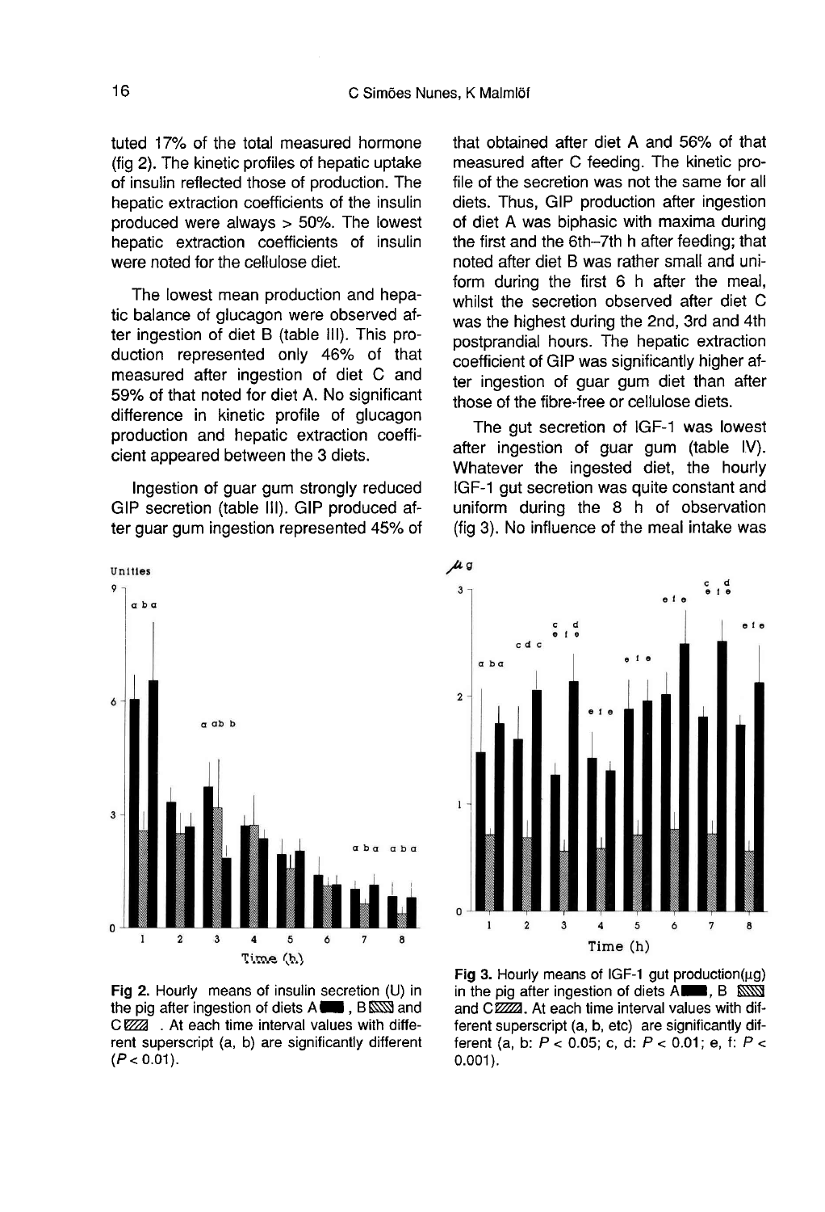tuted 17% of the total measured hormone (fig 2). The kinetic profiles of hepatic uptake of insulin reflected those of production. The hepatic extraction coefficients of the insulin produced were always > 50%. The lowest hepatic extraction coefficients of insulin were noted for the cellulose diet.

The lowest mean production and hepatic balance of glucagon were observed after ingestion of diet B (table III). This production represented only 46% of that measured after ingestion of diet C and 59% of that noted for diet A. No significant difference in kinetic profile of glucagon production and hepatic extraction coefficient appeared between the 3 diets.

Ingestion of guar gum strongly reduced GIP secretion (table III). GIP produced after guar gum ingestion represented 45% of that obtained after diet A and 56% of that measured after C feeding. The kinetic profile of the secretion was not the same for all diets. Thus, GIP production after ingestion of diet A was biphasic with maxima during the first and the 6th–7th h after feeding; that noted after diet B was rather small and uniform during the first 6 h after the meal, whilst the secretion observed after diet C was the highest during the 2nd, 3rd and 4th postprandial hours. The hepatic extraction coefficient of GIP was significantly higher after ingestion of guar gum diet than after those of the fibre-free or cellulose diets.

The gut secretion of IGF-1 was lowest after ingestion of guar gum (table IV). Whatever the ingested diet, the hourly IGF-1 gut secretion was quite constant and uniform during the 8 h of observation (fig 3). No influence of the meal intake was

**Fig 2.** Hourly means of insulin secretion (U) in the pig after ingestion of diets A, B and C. At each time interval values with different superscript (a, b) are significantly different ($P < 0.01$).

**Fig 3.** Hourly means of IGF-1 gut production(μg) in the pig after ingestion of diets A, B and C. At each time interval values with different superscript (a, b, etc) are significantly different (a, b: $P < 0.05$; c, d: $P < 0.01$; e, f: $P < 0.001$).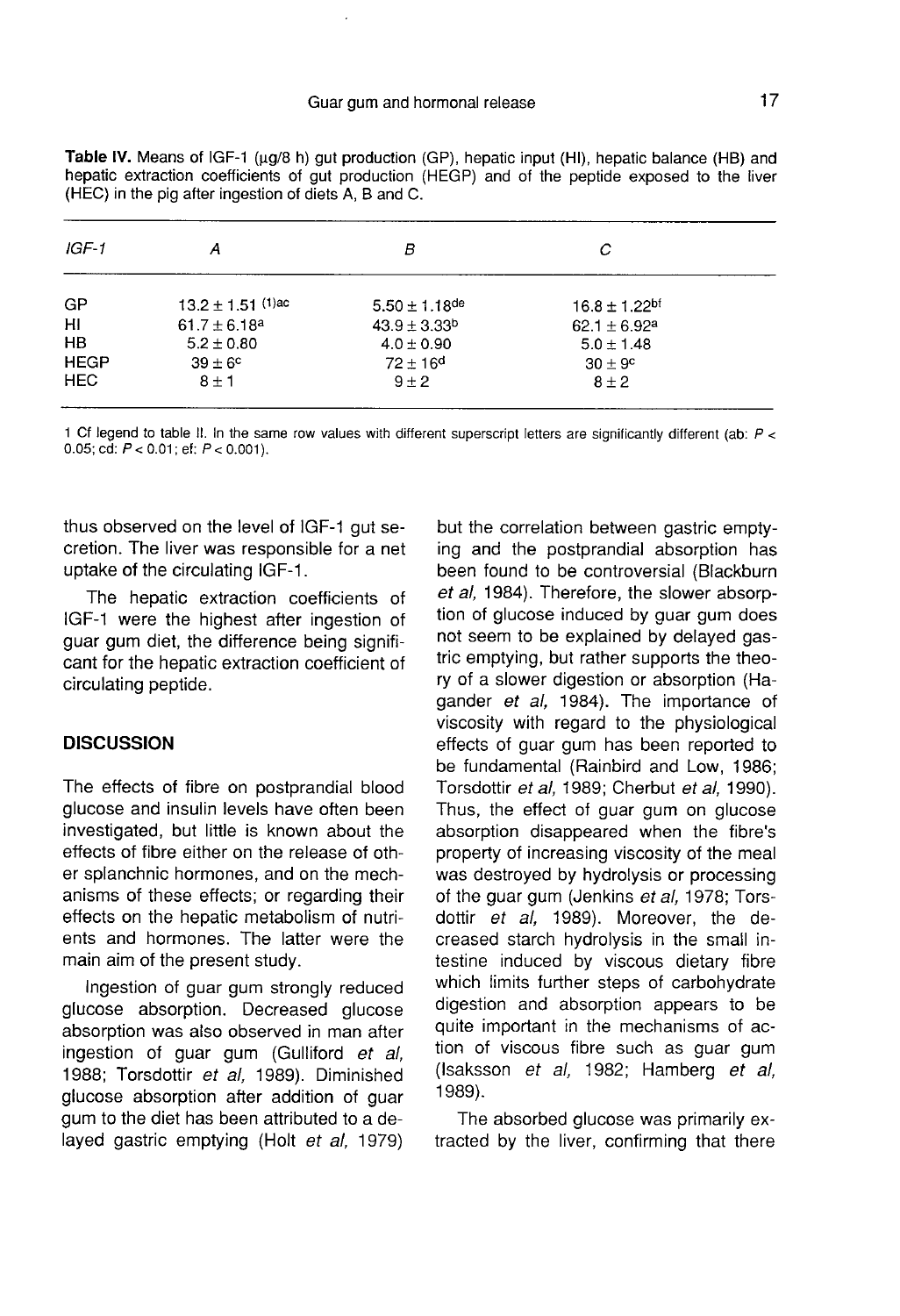**Table IV.** Means of IGF-1 (μg/8 h) gut production (GP), hepatic input (HI), hepatic balance (HB) and hepatic extraction coefficients of gut production (HEGP) and of the peptide exposed to the liver (HEC) in the pig after ingestion of diets A, B and C.

| *IGF-1* | *A* | *B* | *C* |
|---|---|---|---|
| GP | 13.2 ± 1.51 [(1)ac] | 5.50 ± 1.18[de] | 16.8 ± 1.22[bf] |
| HI | 61.7 ± 6.18[a] | 43.9 ± 3.33[b] | 62.1 ± 6.92[a] |
| HB | 5.2 ± 0.80 | 4.0 ± 0.90 | 5.0 ± 1.48 |
| HEGP | 39 ± 6[c] | 72 ± 16[d] | 30 ± 9[c] |
| HEC | 8 ± 1 | 9 ± 2 | 8 ± 2 |

1 Cf legend to table II. In the same row values with different superscript letters are significantly different (ab: $P < 0.05$; cd: $P < 0.01$; ef: $P < 0.001$).

thus observed on the level of IGF-1 gut secretion. The liver was responsible for a net uptake of the circulating IGF-1.

The hepatic extraction coefficients of IGF-1 were the highest after ingestion of guar gum diet, the difference being significant for the hepatic extraction coefficient of circulating peptide.

## DISCUSSION

The effects of fibre on postprandial blood glucose and insulin levels have often been investigated, but little is known about the effects of fibre either on the release of other splanchnic hormones, and on the mechanisms of these effects; or regarding their effects on the hepatic metabolism of nutrients and hormones. The latter were the main aim of the present study.

Ingestion of guar gum strongly reduced glucose absorption. Decreased glucose absorption was also observed in man after ingestion of guar gum (Gulliford *et al*, 1988; Torsdottir *et al*, 1989). Diminished glucose absorption after addition of guar gum to the diet has been attributed to a delayed gastric emptying (Holt *et al*, 1979) but the correlation between gastric emptying and the postprandial absorption has been found to be controversial (Blackburn *et al*, 1984). Therefore, the slower absorption of glucose induced by guar gum does not seem to be explained by delayed gastric emptying, but rather supports the theory of a slower digestion or absorption (Hagander *et al*, 1984). The importance of viscosity with regard to the physiological effects of guar gum has been reported to be fundamental (Rainbird and Low, 1986; Torsdottir *et al*, 1989; Cherbut *et al*, 1990). Thus, the effect of guar gum on glucose absorption disappeared when the fibre's property of increasing viscosity of the meal was destroyed by hydrolysis or processing of the guar gum (Jenkins *et al*, 1978; Torsdottir *et al*, 1989). Moreover, the decreased starch hydrolysis in the small intestine induced by viscous dietary fibre which limits further steps of carbohydrate digestion and absorption appears to be quite important in the mechanisms of action of viscous fibre such as guar gum (Isaksson *et al*, 1982; Hamberg *et al*, 1989).

The absorbed glucose was primarily extracted by the liver, confirming that there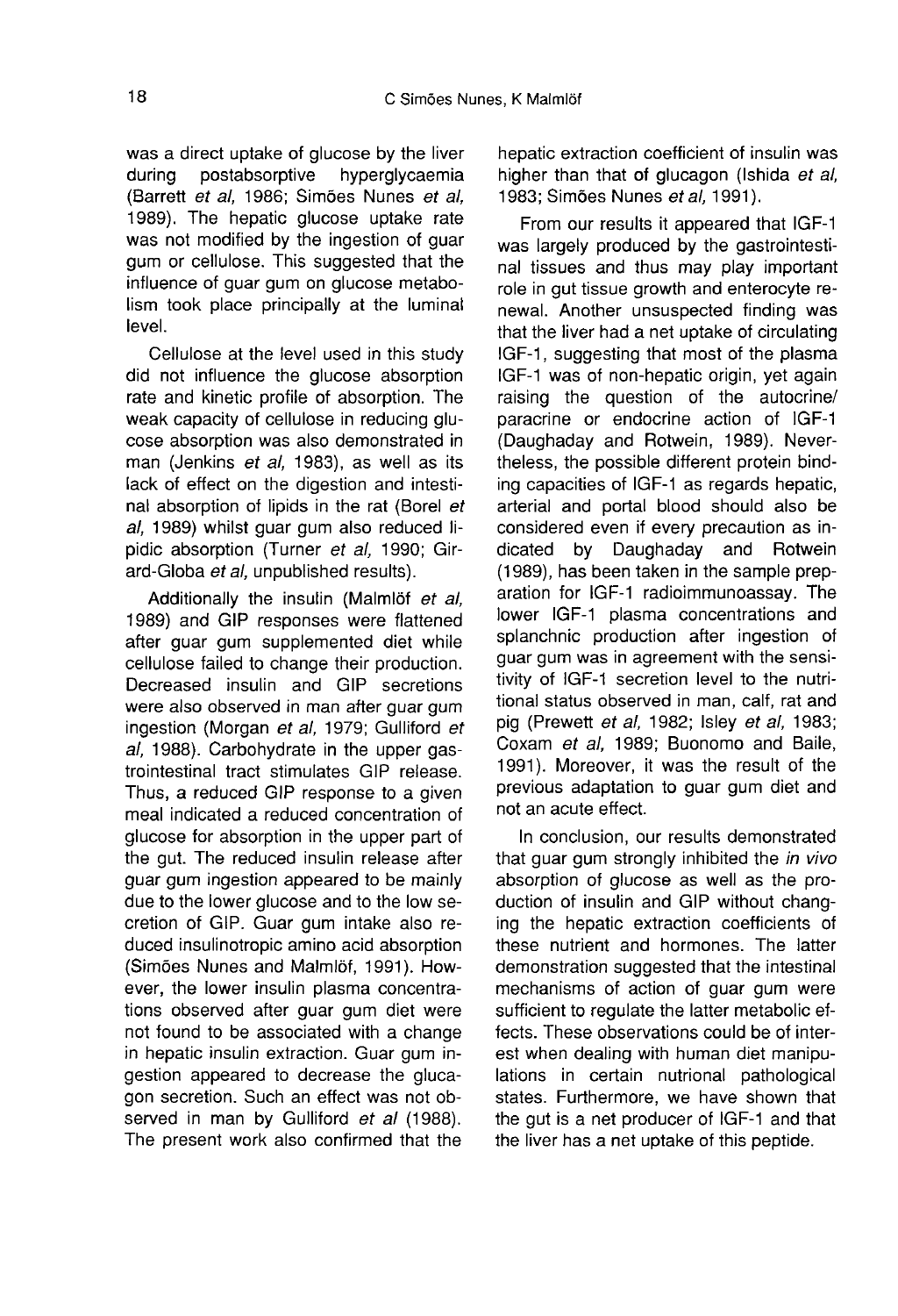was a direct uptake of glucose by the liver during postabsorptive hyperglycaemia (Barrett *et al*, 1986; Simões Nunes *et al*, 1989). The hepatic glucose uptake rate was not modified by the ingestion of guar gum or cellulose. This suggested that the influence of guar gum on glucose metabolism took place principally at the luminal level.

Cellulose at the level used in this study did not influence the glucose absorption rate and kinetic profile of absorption. The weak capacity of cellulose in reducing glucose absorption was also demonstrated in man (Jenkins *et al*, 1983), as well as its lack of effect on the digestion and intestinal absorption of lipids in the rat (Borel *et al*, 1989) whilst guar gum also reduced lipidic absorption (Turner *et al*, 1990; Girard-Globa *et al*, unpublished results).

Additionally the insulin (Malmlöf *et al*, 1989) and GIP responses were flattened after guar gum supplemented diet while cellulose failed to change their production. Decreased insulin and GIP secretions were also observed in man after guar gum ingestion (Morgan *et al*, 1979; Gulliford *et al*, 1988). Carbohydrate in the upper gastrointestinal tract stimulates GIP release. Thus, a reduced GIP response to a given meal indicated a reduced concentration of glucose for absorption in the upper part of the gut. The reduced insulin release after guar gum ingestion appeared to be mainly due to the lower glucose and to the low secretion of GIP. Guar gum intake also reduced insulinotropic amino acid absorption (Simões Nunes and Malmlöf, 1991). However, the lower insulin plasma concentrations observed after guar gum diet were not found to be associated with a change in hepatic insulin extraction. Guar gum ingestion appeared to decrease the glucagon secretion. Such an effect was not observed in man by Gulliford *et al* (1988). The present work also confirmed that the hepatic extraction coefficient of insulin was higher than that of glucagon (Ishida *et al*, 1983; Simões Nunes *et al*, 1991).

From our results it appeared that IGF-1 was largely produced by the gastrointestinal tissues and thus may play important role in gut tissue growth and enterocyte renewal. Another unsuspected finding was that the liver had a net uptake of circulating IGF-1, suggesting that most of the plasma IGF-1 was of non-hepatic origin, yet again raising the question of the autocrine/paracrine or endocrine action of IGF-1 (Daughaday and Rotwein, 1989). Nevertheless, the possible different protein binding capacities of IGF-1 as regards hepatic, arterial and portal blood should also be considered even if every precaution as indicated by Daughaday and Rotwein (1989), has been taken in the sample preparation for IGF-1 radioimmunoassay. The lower IGF-1 plasma concentrations and splanchnic production after ingestion of guar gum was in agreement with the sensitivity of IGF-1 secretion level to the nutritional status observed in man, calf, rat and pig (Prewett *et al*, 1982; Isley *et al*, 1983; Coxam *et al*, 1989; Buonomo and Baile, 1991). Moreover, it was the result of the previous adaptation to guar gum diet and not an acute effect.

In conclusion, our results demonstrated that guar gum strongly inhibited the *in vivo* absorption of glucose as well as the production of insulin and GIP without changing the hepatic extraction coefficients of these nutrient and hormones. The latter demonstration suggested that the intestinal mechanisms of action of guar gum were sufficient to regulate the latter metabolic effects. These observations could be of interest when dealing with human diet manipulations in certain nutrional pathological states. Furthermore, we have shown that the gut is a net producer of IGF-1 and that the liver has a net uptake of this peptide.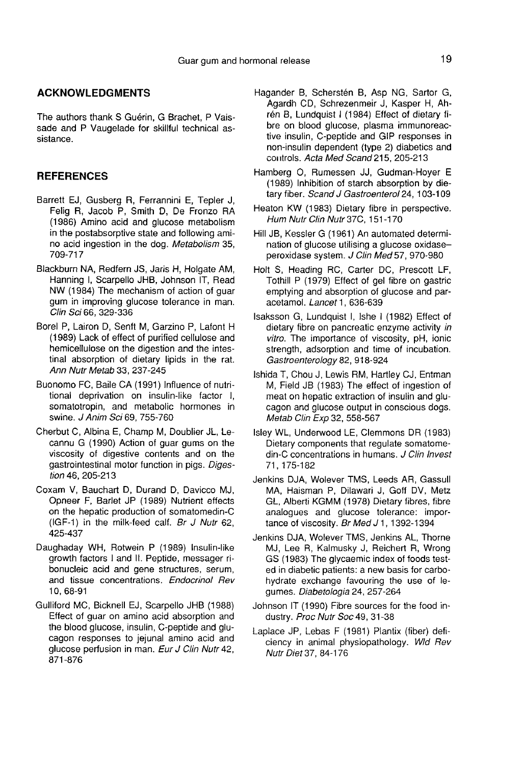## ACKNOWLEDGMENTS

The authors thank S Guérin, G Brachet, P Vaissade and P Vaugelade for skillful technical assistance.

## REFERENCES

Barrett EJ, Gusberg R, Ferrannini E, Tepler J, Felig R, Jacob P, Smith D, De Fronzo RA (1986) Amino acid and glucose metabolism in the postabsorptive state and following amino acid ingestion in the dog. *Metabolism* 35, 709-717

Blackburn NA, Redfern JS, Jaris H, Holgate AM, Hanning I, Scarpello JHB, Johnson IT, Read NW (1984) The mechanism of action of guar gum in improving glucose tolerance in man. *Clin Sci* 66, 329-336

Borel P, Lairon D, Senft M, Garzino P, Lafont H (1989) Lack of effect of purified cellulose and hemicellulose on the digestion and the intestinal absorption of dietary lipids in the rat. *Ann Nutr Metab* 33, 237-245

Buonomo FC, Baile CA (1991) Influence of nutritional deprivation on insulin-like factor I, somatotropin, and metabolic hormones in swine. *J Anim Sci* 69, 755-760

Cherbut C, Albina E, Champ M, Doublier JL, Lecannu G (1990) Action of guar gums on the viscosity of digestive contents and on the gastrointestinal motor function in pigs. *Digestion* 46, 205-213

Coxam V, Bauchart D, Durand D, Davicco MJ, Opneer F, Barlet JP (1989) Nutrient effects on the hepatic production of somatomedin-C (IGF-1) in the milk-feed calf. *Br J Nutr* 62, 425-437

Daughaday WH, Rotwein P (1989) Insulin-like growth factors I and II. Peptide, messager ribonucleic acid and gene structures, serum, and tissue concentrations. *Endocrinol Rev* 10, 68-91

Gulliford MC, Bicknell EJ, Scarpello JHB (1988) Effect of guar on amino acid absorption and the blood glucose, insulin, C-peptide and glucagon responses to jejunal amino acid and glucose perfusion in man. *Eur J Clin Nutr* 42, 871-876

Hagander B, Schersten B, Asp NG, Sartor G, Agardh CD, Schrezenmeir J, Kasper H, Ahrén B, Lundquist I (1984) Effect of dietary fibre on blood glucose, plasma immunoreactive insulin, C-peptide and GIP responses in non-insulin dependent (type 2) diabetics and controls. *Acta Med Scand* 215, 205-213

Hamberg O, Rumessen JJ, Gudman-Hoyer E (1989) Inhibition of starch absorption by dietary fiber. *Scand J Gastroenterol* 24, 103-109

Heaton KW (1983) Dietary fibre in perspective. *Hum Nutr Clin Nutr* 37C, 151-170

Hill JB, Kessler G (1961) An automated determination of glucose utilising a glucose oxidase–peroxidase system. *J Clin Med* 57, 970-980

Holt S, Heading RC, Carter DC, Prescott LF, Tothill P (1979) Effect of gel fibre on gastric emptying and absorption of glucose and paracetamol. *Lancet* 1, 636-639

Isaksson G, Lundquist I, Ishe I (1982) Effect of dietary fibre on pancreatic enzyme activity *in vitro*. The importance of viscosity, pH, ionic strength, adsorption and time of incubation. *Gastroenterology* 82, 918-924

Ishida T, Chou J, Lewis RM, Hartley CJ, Entman M, Field JB (1983) The effect of ingestion of meat on hepatic extraction of insulin and glucagon and glucose output in conscious dogs. *Metab Clin Exp* 32, 558-567

Isley WL, Underwood LE, Clemmons DR (1983) Dietary components that regulate somatomedin-C concentrations in humans. *J Clin Invest* 71, 175-182

Jenkins DJA, Wolever TMS, Leeds AR, Gassull MA, Haisman P, Dilawari J, Goff DV, Metz GL, Alberti KGMM (1978) Dietary fibres, fibre analogues and glucose tolerance: importance of viscosity. *Br Med J* 1, 1392-1394

Jenkins DJA, Wolever TMS, Jenkins AL, Thorne MJ, Lee R, Kalmusky J, Reichert R, Wrong GS (1983) The glycaemic index of foods tested in diabetic patients: a new basis for carbohydrate exchange favouring the use of legumes. *Diabetologia* 24, 257-264

Johnson IT (1990) Fibre sources for the food industry. *Proc Nutr Soc* 49, 31-38

Laplace JP, Lebas F (1981) Plantix (fiber) deficiency in animal physiopathology. *Wld Rev Nutr Diet* 37, 84-176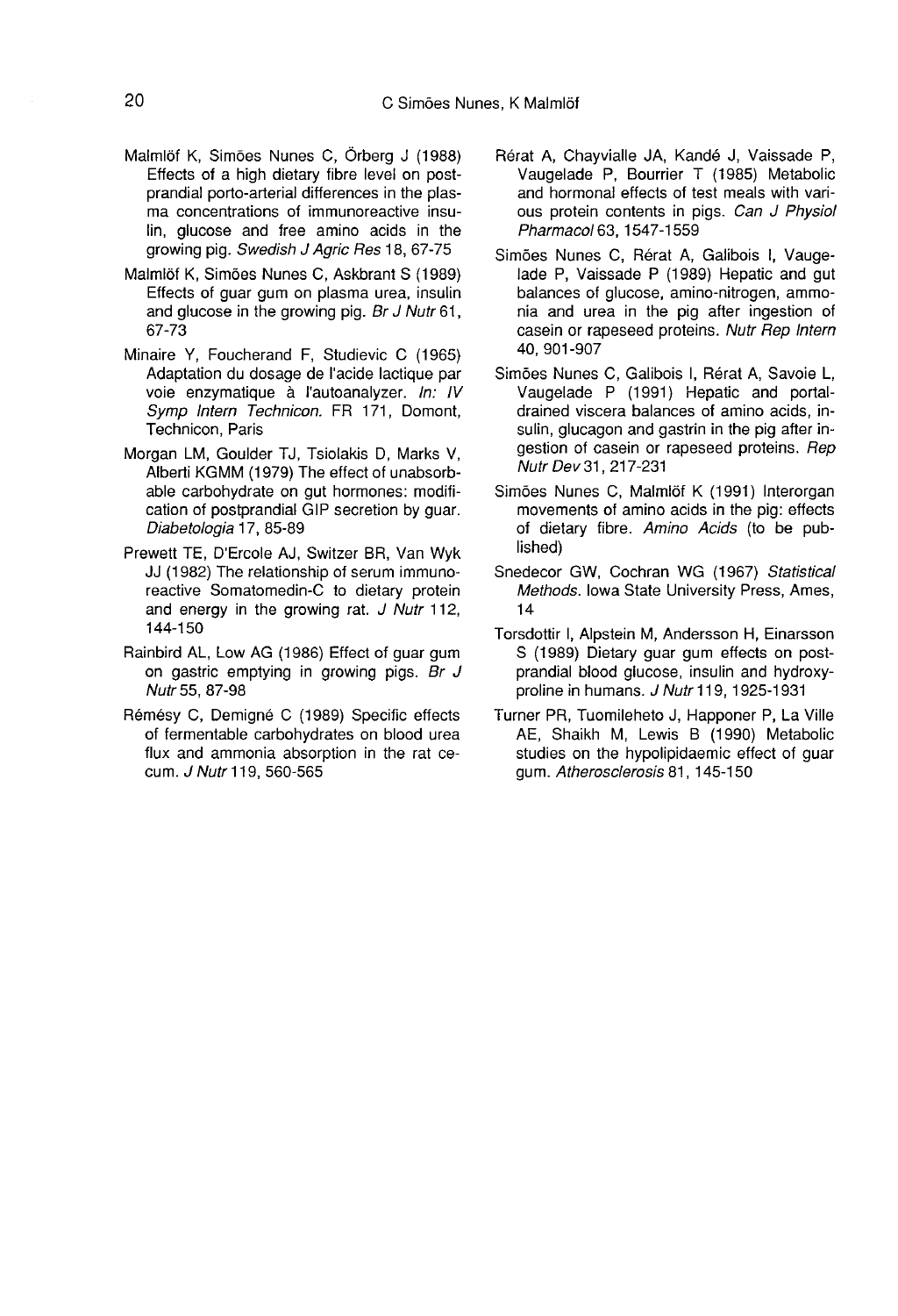Malmlöf K, Simöes Nunes C, Örberg J (1988) Effects of a high dietary fibre level on post-prandial porto-arterial differences in the plasma concentrations of immunoreactive insulin, glucose and free amino acids in the growing pig. *Swedish J Agric Res* 18, 67-75

Malmlöf K, Simões Nunes C, Askbrant S (1989) Effects of guar gum on plasma urea, insulin and glucose in the growing pig. *Br J Nutr* 61, 67-73

Minaire Y, Foucherand F, Studievic C (1965) Adaptation du dosage de l'acide lactique par voie enzymatique à l'autoanalyzer. *In: IV Symp Intern Technicon.* FR 171, Domont, Technicon, Paris

Morgan LM, Goulder TJ, Tsiolakis D, Marks V, Alberti KGMM (1979) The effect of unabsorbable carbohydrate on gut hormones: modification of postprandial GIP secretion by guar. *Diabetologia* 17, 85-89

Prewett TE, D'Ercole AJ, Switzer BR, Van Wyk JJ (1982) The relationship of serum immunoreactive Somatomedin-C to dietary protein and energy in the growing rat. *J Nutr* 112, 144-150

Rainbird AL, Low AG (1986) Effect of guar gum on gastric emptying in growing pigs. *Br J Nutr* 55, 87-98

Rémésy C, Demigné C (1989) Specific effects of fermentable carbohydrates on blood urea flux and ammonia absorption in the rat cecum. *J Nutr* 119, 560-565

Rérat A, Chayvialle JA, Kandé J, Vaissade P, Vaugelade P, Bourrier T (1985) Metabolic and hormonal effects of test meals with various protein contents in pigs. *Can J Physiol Pharmacol* 63, 1547-1559

Simões Nunes C, Rérat A, Galibois I, Vaugelade P, Vaissade P (1989) Hepatic and gut balances of glucose, amino-nitrogen, ammonia and urea in the pig after ingestion of casein or rapeseed proteins. *Nutr Rep Intern* 40, 901-907

Simões Nunes C, Galibois I, Rérat A, Savoie L, Vaugelade P (1991) Hepatic and portal-drained viscera balances of amino acids, insulin, glucagon and gastrin in the pig after ingestion of casein or rapeseed proteins. *Rep Nutr Dev* 31, 217-231

Simões Nunes C, Malmlöf K (1991) Interorgan movements of amino acids in the pig: effects of dietary fibre. *Amino Acids* (to be published)

Snedecor GW, Cochran WG (1967) *Statistical Methods.* Iowa State University Press, Ames, 14

Torsdottir I, Alpstein M, Andersson H, Einarsson S (1989) Dietary guar gum effects on postprandial blood glucose, insulin and hydroxyproline in humans. *J Nutr* 119, 1925-1931

Turner PR, Tuomileheto J, Happoner P, La Ville AE, Shaikh M, Lewis B (1990) Metabolic studies on the hypolipidaemic effect of guar gum. *Atherosclerosis* 81, 145-150